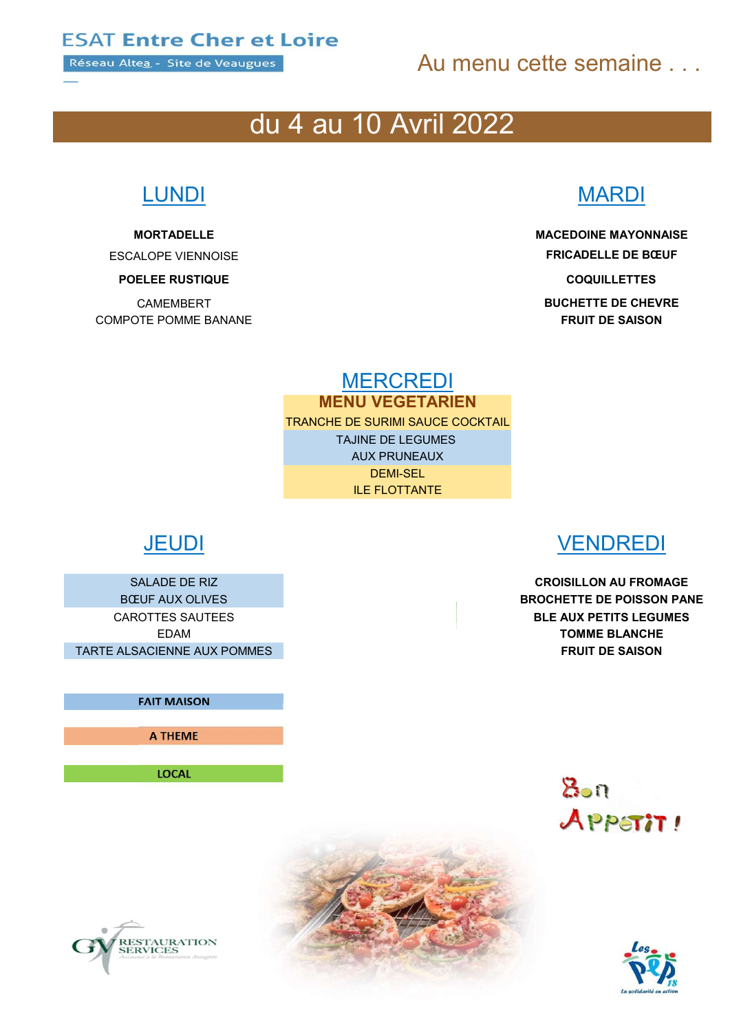**ESAT Entre Cher et Loire**

Réseau Altea - Site de Veaugues

Au menu cette semaine . . .

# du 4 au 10 Avril 2022

## LUNDI

**MORTADELLE**

ESCALOPE VIENNOISE

**POELEE RUSTIQUE**

CAMEMBERT

COMPOTE POMME BANANE

## MARDI

**MACEDOINE MAYONNAISE**

**FRICADELLE DE BŒUF**

**COQUILLETTES**

**BUCHETTE DE CHEVRE**

**FRUIT DE SAISON**

## MERCREDI

**MENU VEGETARIEN**

TRANCHE DE SURIMI SAUCE COCKTAIL

TAJINE DE LEGUMES

AUX PRUNEAUX

DEMI-SEL

ILE FLOTTANTE

## JEUDI

SALADE DE RIZ

BŒUF AUX OLIVES

CAROTTES SAUTEES

EDAM

TARTE ALSACIENNE AUX POMMES

## VENDREDI

**CROISILLON AU FROMAGE**

**BROCHETTE DE POISSON PANE**

**BLE AUX PETITS LEGUMES**

**TOMME BLANCHE**

**FRUIT DE SAISON**

**FAIT MAISON**

**A THEME**

**LOCAL**

Bon Appetit !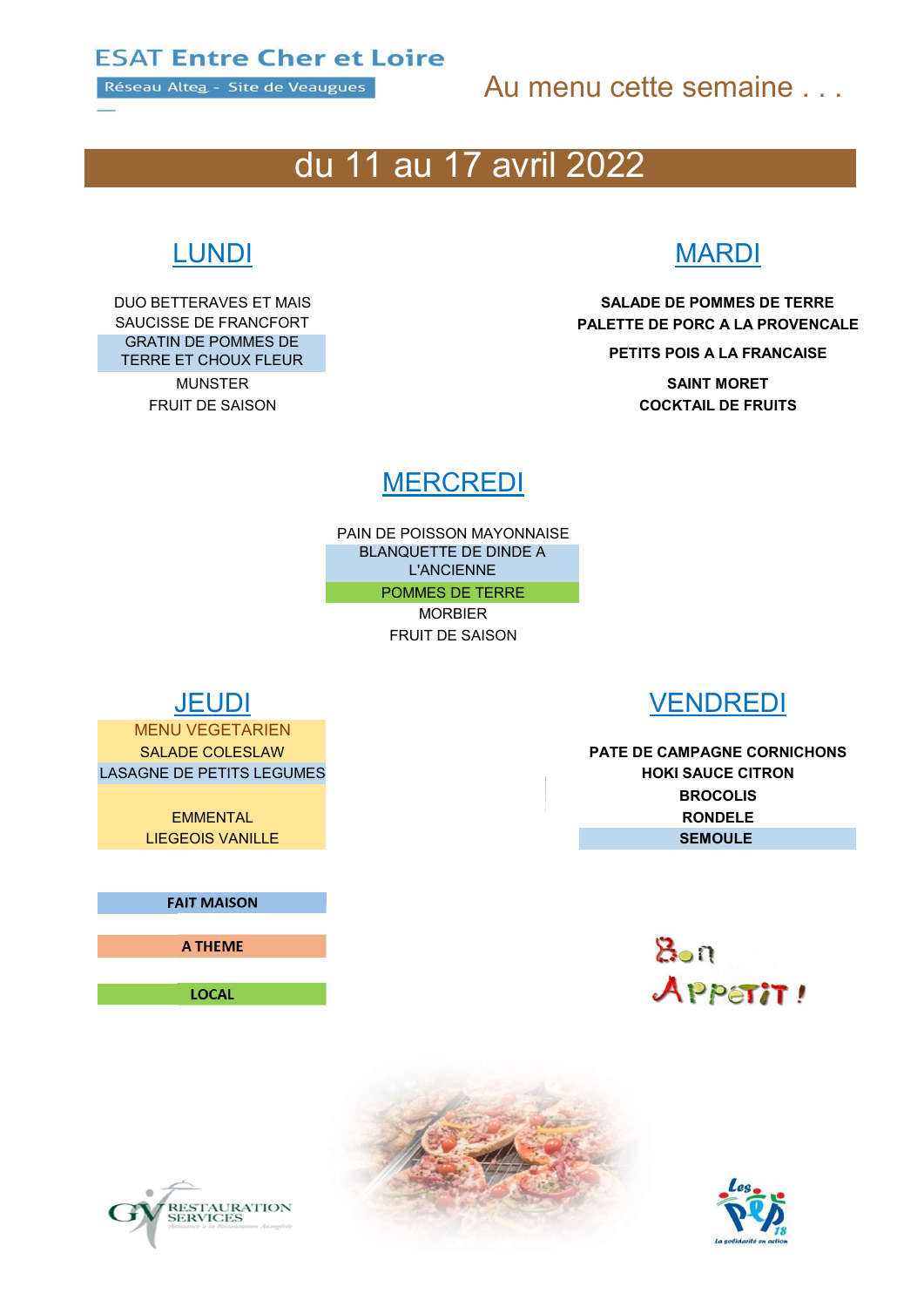ESAT Entre Cher et Loire

Réseau Altea - Site de Veaugues

Au menu cette semaine . . .

# du 11 au 17 avril 2022

## LUNDI

DUO BETTERAVES ET MAIS
SAUCISSE DE FRANCFORT
GRATIN DE POMMES DE TERRE ET CHOUX FLEUR
MUNSTER
FRUIT DE SAISON

## MARDI

**SALADE DE POMMES DE TERRE**
**PALETTE DE PORC A LA PROVENCALE**
**PETITS POIS A LA FRANCAISE**
**SAINT MORET**
**COCKTAIL DE FRUITS**

## MERCREDI

PAIN DE POISSON MAYONNAISE
BLANQUETTE DE DINDE A L'ANCIENNE
POMMES DE TERRE
MORBIER
FRUIT DE SAISON

## JEUDI

MENU VEGETARIEN
SALADE COLESLAW
LASAGNE DE PETITS LEGUMES
EMMENTAL
LIEGEOIS VANILLE

## VENDREDI

**PATE DE CAMPAGNE CORNICHONS**
**HOKI SAUCE CITRON**
**BROCOLIS**
**RONDELE**
**SEMOULE**

**FAIT MAISON**

**A THEME**

**LOCAL**

Bon Appétit !

RESTAURATION SERVICES

Les PEP 18 – La solidarité en action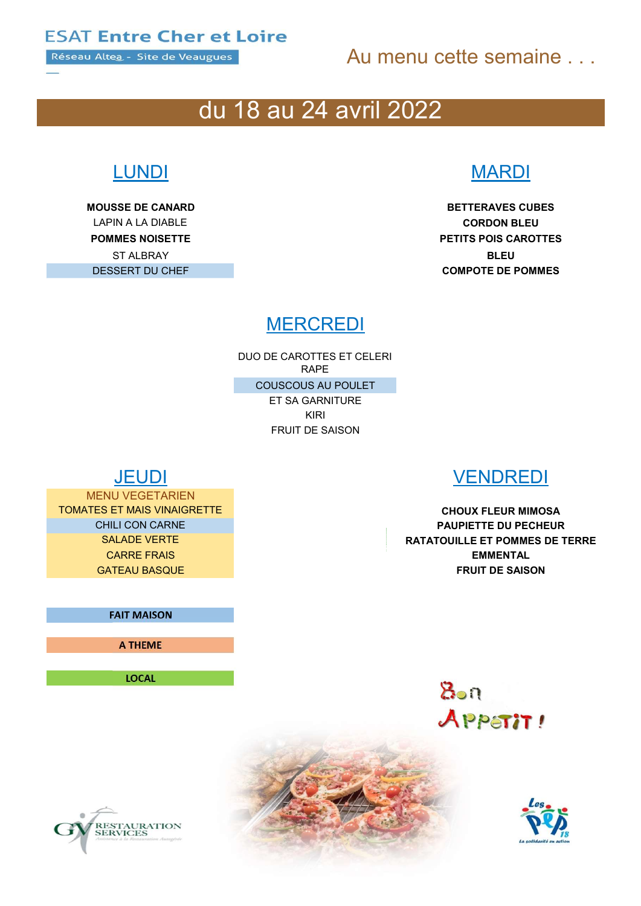ESAT Entre Cher et Loire

Réseau Altea - Site de Veaugues

Au menu cette semaine . . .

# du 18 au 24 avril 2022

## LUNDI

**MOUSSE DE CANARD**

LAPIN A LA DIABLE

**POMMES NOISETTE**

ST ALBRAY

DESSERT DU CHEF

## MARDI

**BETTERAVES CUBES**

**CORDON BLEU**

**PETITS POIS CAROTTES**

**BLEU**

**COMPOTE DE POMMES**

## MERCREDI

DUO DE CAROTTES ET CELERI RAPE

COUSCOUS AU POULET

ET SA GARNITURE

KIRI

FRUIT DE SAISON

## JEUDI

MENU VEGETARIEN

TOMATES ET MAIS VINAIGRETTE

CHILI CON CARNE

SALADE VERTE

CARRE FRAIS

GATEAU BASQUE

## VENDREDI

**CHOUX FLEUR MIMOSA**

**PAUPIETTE DU PECHEUR**

**RATATOUILLE ET POMMES DE TERRE**

**EMMENTAL**

**FRUIT DE SAISON**

**FAIT MAISON**

**A THEME**

**LOCAL**

Bon Appétit !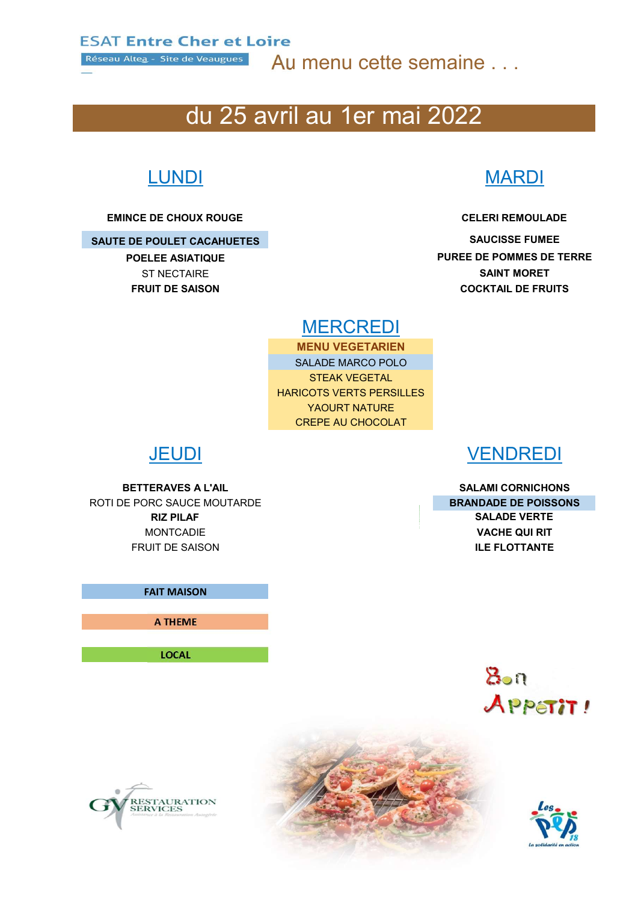**ESAT Entre Cher et Loire**

Réseau Altea - Site de Veaugues

Au menu cette semaine . . .

# du 25 avril au 1er mai 2022

## LUNDI

**EMINCE DE CHOUX ROUGE**

**SAUTE DE POULET CACAHUETES**

**POELEE ASIATIQUE**

ST NECTAIRE

**FRUIT DE SAISON**

## MARDI

**CELERI REMOULADE**

**SAUCISSE FUMEE**

**PUREE DE POMMES DE TERRE**

**SAINT MORET**

**COCKTAIL DE FRUITS**

## MERCREDI

**MENU VEGETARIEN**

SALADE MARCO POLO

STEAK VEGETAL

HARICOTS VERTS PERSILLES

YAOURT NATURE

CREPE AU CHOCOLAT

## JEUDI

**BETTERAVES A L'AIL**

ROTI DE PORC SAUCE MOUTARDE

**RIZ PILAF**

MONTCADIE

FRUIT DE SAISON

## VENDREDI

**SALAMI CORNICHONS**

**BRANDADE DE POISSONS**

**SALADE VERTE**

**VACHE QUI RIT**

**ILE FLOTTANTE**

**FAIT MAISON**

**A THEME**

**LOCAL**

Bon Appétit !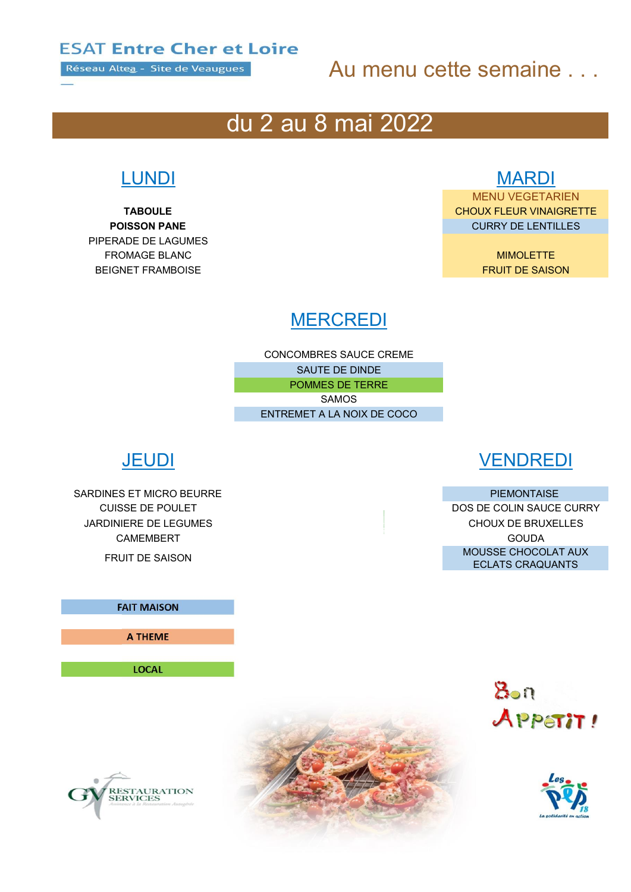**ESAT Entre Cher et Loire**

Réseau Altea - Site de Veaugues

# Au menu cette semaine . . .

## du 2 au 8 mai 2022

### LUNDI

**TABOULE**
**POISSON PANE**
PIPERADE DE LAGUMES
FROMAGE BLANC
BEIGNET FRAMBOISE

### MARDI

MENU VEGETARIEN
CHOUX FLEUR VINAIGRETTE
CURRY DE LENTILLES

MIMOLETTE
FRUIT DE SAISON

### MERCREDI

CONCOMBRES SAUCE CREME
SAUTE DE DINDE
POMMES DE TERRE
SAMOS
ENTREMET A LA NOIX DE COCO

### JEUDI

SARDINES ET MICRO BEURRE
CUISSE DE POULET
JARDINIERE DE LEGUMES
CAMEMBERT
FRUIT DE SAISON

### VENDREDI

PIEMONTAISE
DOS DE COLIN SAUCE CURRY
CHOUX DE BRUXELLES
GOUDA
MOUSSE CHOCOLAT AUX ECLATS CRAQUANTS

**FAIT MAISON**

**A THEME**

**LOCAL**

Bon Appetit !

GV RESTAURATION SERVICES

Les PEP 18 — La solidarité en action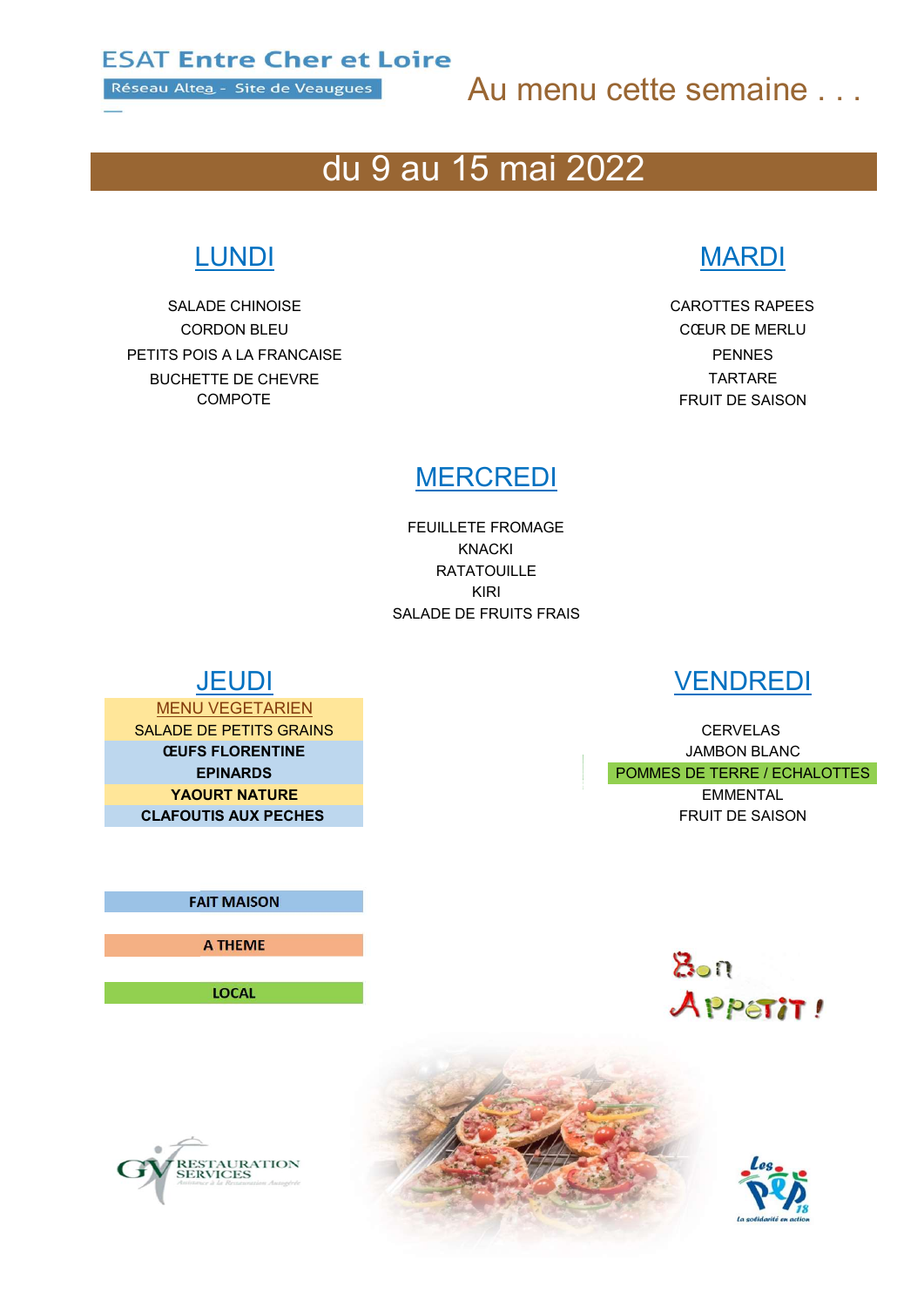ESAT Entre Cher et Loire

Réseau Altea - Site de Veaugues

# Au menu cette semaine . . .

## du 9 au 15 mai 2022

### LUNDI

SALADE CHINOISE
CORDON BLEU
PETITS POIS A LA FRANCAISE
BUCHETTE DE CHEVRE
COMPOTE

### MARDI

CAROTTES RAPEES
CŒUR DE MERLU
PENNES
TARTARE
FRUIT DE SAISON

### MERCREDI

FEUILLETE FROMAGE
KNACKI
RATATOUILLE
KIRI
SALADE DE FRUITS FRAIS

### JEUDI

MENU VEGETARIEN
SALADE DE PETITS GRAINS
**ŒUFS FLORENTINE**
**EPINARDS**
**YAOURT NATURE**
**CLAFOUTIS AUX PECHES**

### VENDREDI

CERVELAS
JAMBON BLANC
POMMES DE TERRE / ECHALOTTES
EMMENTAL
FRUIT DE SAISON

**FAIT MAISON**

**A THEME**

**LOCAL**

Bon Appétit !

RESTAURATION SERVICES

Les PEP 18 – La solidarité en action